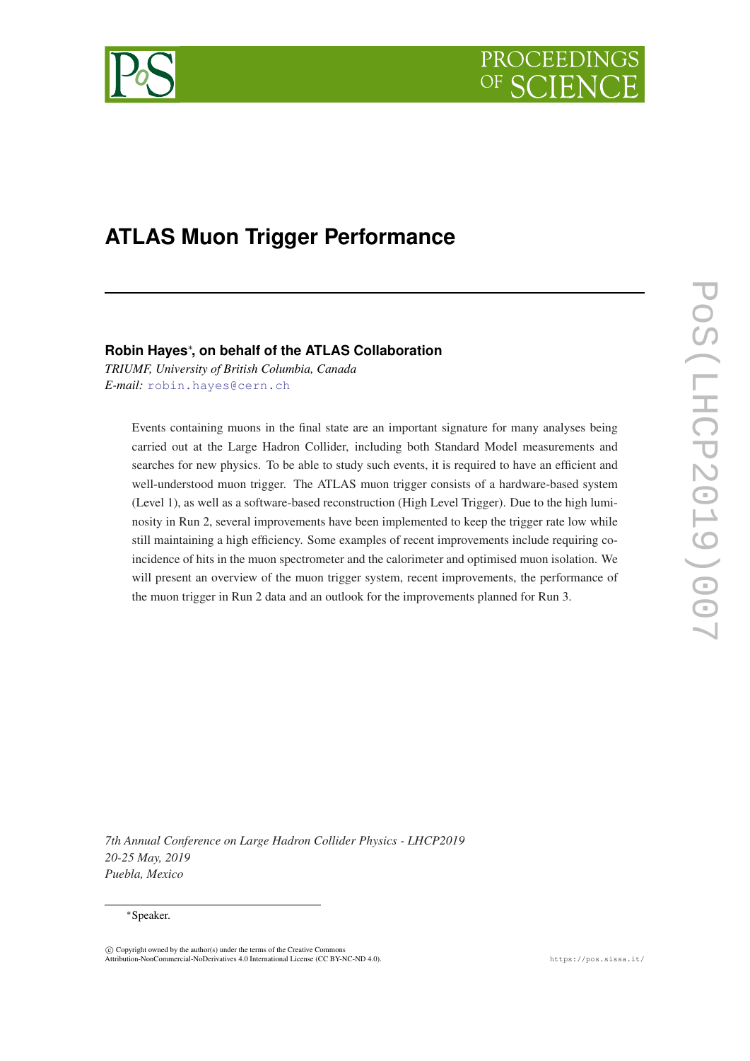# ATLAS Muon Trigger Performance

**Robin Hayes*, on behalf of the ATLAS Collaboration**

*TRIUMF, University of British Columbia, Canada*
*E-mail:* robin.hayes@cern.ch

Events containing muons in the final state are an important signature for many analyses being carried out at the Large Hadron Collider, including both Standard Model measurements and searches for new physics. To be able to study such events, it is required to have an efficient and well-understood muon trigger. The ATLAS muon trigger consists of a hardware-based system (Level 1), as well as a software-based reconstruction (High Level Trigger). Due to the high luminosity in Run 2, several improvements have been implemented to keep the trigger rate low while still maintaining a high efficiency. Some examples of recent improvements include requiring coincidence of hits in the muon spectrometer and the calorimeter and optimised muon isolation. We will present an overview of the muon trigger system, recent improvements, the performance of the muon trigger in Run 2 data and an outlook for the improvements planned for Run 3.

*7th Annual Conference on Large Hadron Collider Physics - LHCP2019*
*20-25 May, 2019*
*Puebla, Mexico*

*Speaker.

© Copyright owned by the author(s) under the terms of the Creative Commons Attribution-NonCommercial-NoDerivatives 4.0 International License (CC BY-NC-ND 4.0).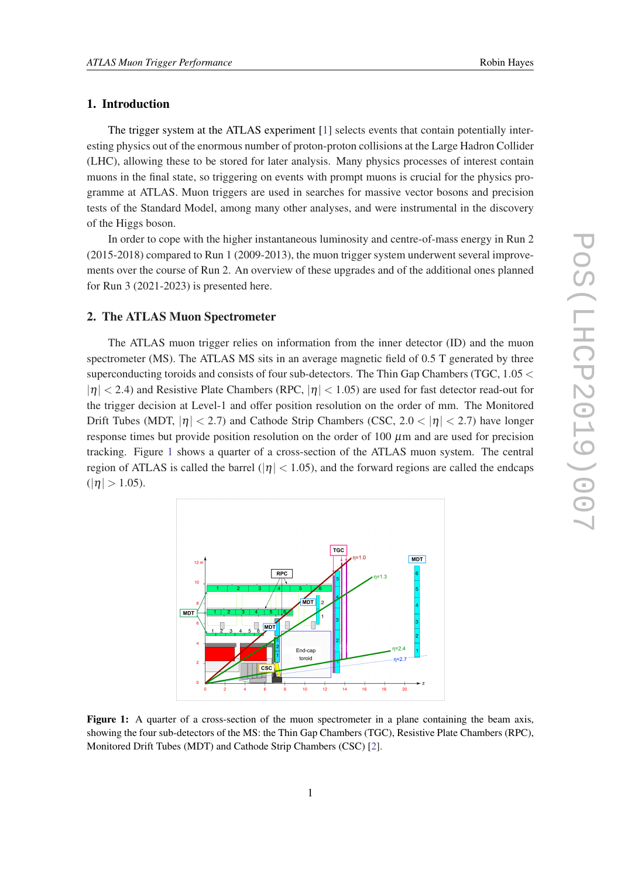## 1. Introduction

The trigger system at the ATLAS experiment [1] selects events that contain potentially interesting physics out of the enormous number of proton-proton collisions at the Large Hadron Collider (LHC), allowing these to be stored for later analysis. Many physics processes of interest contain muons in the final state, so triggering on events with prompt muons is crucial for the physics programme at ATLAS. Muon triggers are used in searches for massive vector bosons and precision tests of the Standard Model, among many other analyses, and were instrumental in the discovery of the Higgs boson.

In order to cope with the higher instantaneous luminosity and centre-of-mass energy in Run 2 (2015-2018) compared to Run 1 (2009-2013), the muon trigger system underwent several improvements over the course of Run 2. An overview of these upgrades and of the additional ones planned for Run 3 (2021-2023) is presented here.

## 2. The ATLAS Muon Spectrometer

The ATLAS muon trigger relies on information from the inner detector (ID) and the muon spectrometer (MS). The ATLAS MS sits in an average magnetic field of 0.5 T generated by three superconducting toroids and consists of four sub-detectors. The Thin Gap Chambers (TGC, $1.05 < |\eta| < 2.4$) and Resistive Plate Chambers (RPC, $|\eta| < 1.05$) are used for fast detector read-out for the trigger decision at Level-1 and offer position resolution on the order of mm. The Monitored Drift Tubes (MDT, $|\eta| < 2.7$) and Cathode Strip Chambers (CSC, $2.0 < |\eta| < 2.7$) have longer response times but provide position resolution on the order of 100 $\mu$m and are used for precision tracking. Figure 1 shows a quarter of a cross-section of the ATLAS muon system. The central region of ATLAS is called the barrel ($|\eta| < 1.05$), and the forward regions are called the endcaps ($|\eta| > 1.05$).

**Figure 1:** A quarter of a cross-section of the muon spectrometer in a plane containing the beam axis, showing the four sub-detectors of the MS: the Thin Gap Chambers (TGC), Resistive Plate Chambers (RPC), Monitored Drift Tubes (MDT) and Cathode Strip Chambers (CSC) [2].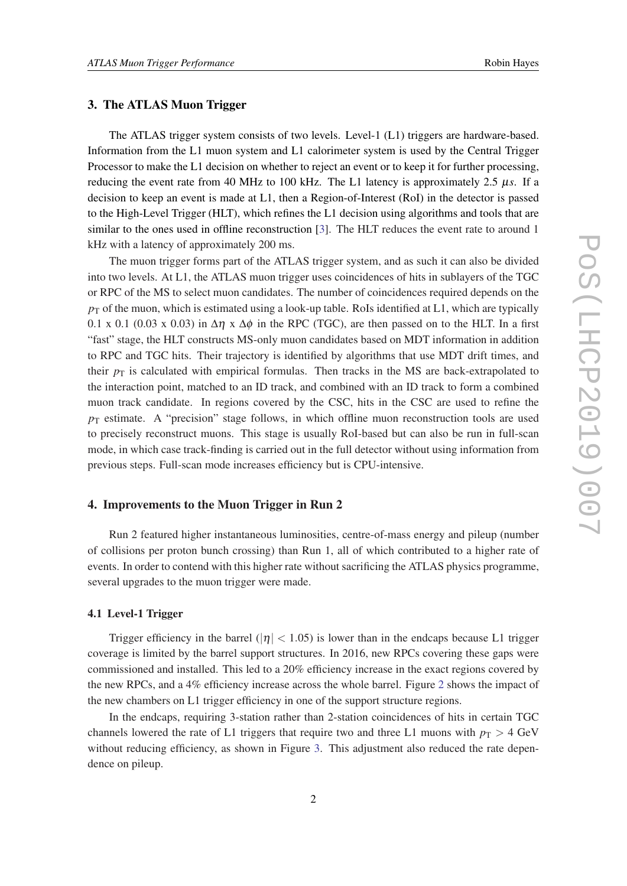## 3. The ATLAS Muon Trigger

The ATLAS trigger system consists of two levels. Level-1 (L1) triggers are hardware-based. Information from the L1 muon system and L1 calorimeter system is used by the Central Trigger Processor to make the L1 decision on whether to reject an event or to keep it for further processing, reducing the event rate from 40 MHz to 100 kHz. The L1 latency is approximately 2.5 $\mu s$. If a decision to keep an event is made at L1, then a Region-of-Interest (RoI) in the detector is passed to the High-Level Trigger (HLT), which refines the L1 decision using algorithms and tools that are similar to the ones used in offline reconstruction [3]. The HLT reduces the event rate to around 1 kHz with a latency of approximately 200 ms.

The muon trigger forms part of the ATLAS trigger system, and as such it can also be divided into two levels. At L1, the ATLAS muon trigger uses coincidences of hits in sublayers of the TGC or RPC of the MS to select muon candidates. The number of coincidences required depends on the $p_{\mathrm{T}}$ of the muon, which is estimated using a look-up table. RoIs identified at L1, which are typically 0.1 x 0.1 (0.03 x 0.03) in $\Delta\eta$ x $\Delta\phi$ in the RPC (TGC), are then passed on to the HLT. In a first "fast" stage, the HLT constructs MS-only muon candidates based on MDT information in addition to RPC and TGC hits. Their trajectory is identified by algorithms that use MDT drift times, and their $p_{\mathrm{T}}$ is calculated with empirical formulas. Then tracks in the MS are back-extrapolated to the interaction point, matched to an ID track, and combined with an ID track to form a combined muon track candidate. In regions covered by the CSC, hits in the CSC are used to refine the $p_{\mathrm{T}}$ estimate. A "precision" stage follows, in which offline muon reconstruction tools are used to precisely reconstruct muons. This stage is usually RoI-based but can also be run in full-scan mode, in which case track-finding is carried out in the full detector without using information from previous steps. Full-scan mode increases efficiency but is CPU-intensive.

## 4. Improvements to the Muon Trigger in Run 2

Run 2 featured higher instantaneous luminosities, centre-of-mass energy and pileup (number of collisions per proton bunch crossing) than Run 1, all of which contributed to a higher rate of events. In order to contend with this higher rate without sacrificing the ATLAS physics programme, several upgrades to the muon trigger were made.

### 4.1 Level-1 Trigger

Trigger efficiency in the barrel ($|\eta| < 1.05$) is lower than in the endcaps because L1 trigger coverage is limited by the barrel support structures. In 2016, new RPCs covering these gaps were commissioned and installed. This led to a 20% efficiency increase in the exact regions covered by the new RPCs, and a 4% efficiency increase across the whole barrel. Figure 2 shows the impact of the new chambers on L1 trigger efficiency in one of the support structure regions.

In the endcaps, requiring 3-station rather than 2-station coincidences of hits in certain TGC channels lowered the rate of L1 triggers that require two and three L1 muons with $p_{\mathrm{T}} > 4$ GeV without reducing efficiency, as shown in Figure 3. This adjustment also reduced the rate dependence on pileup.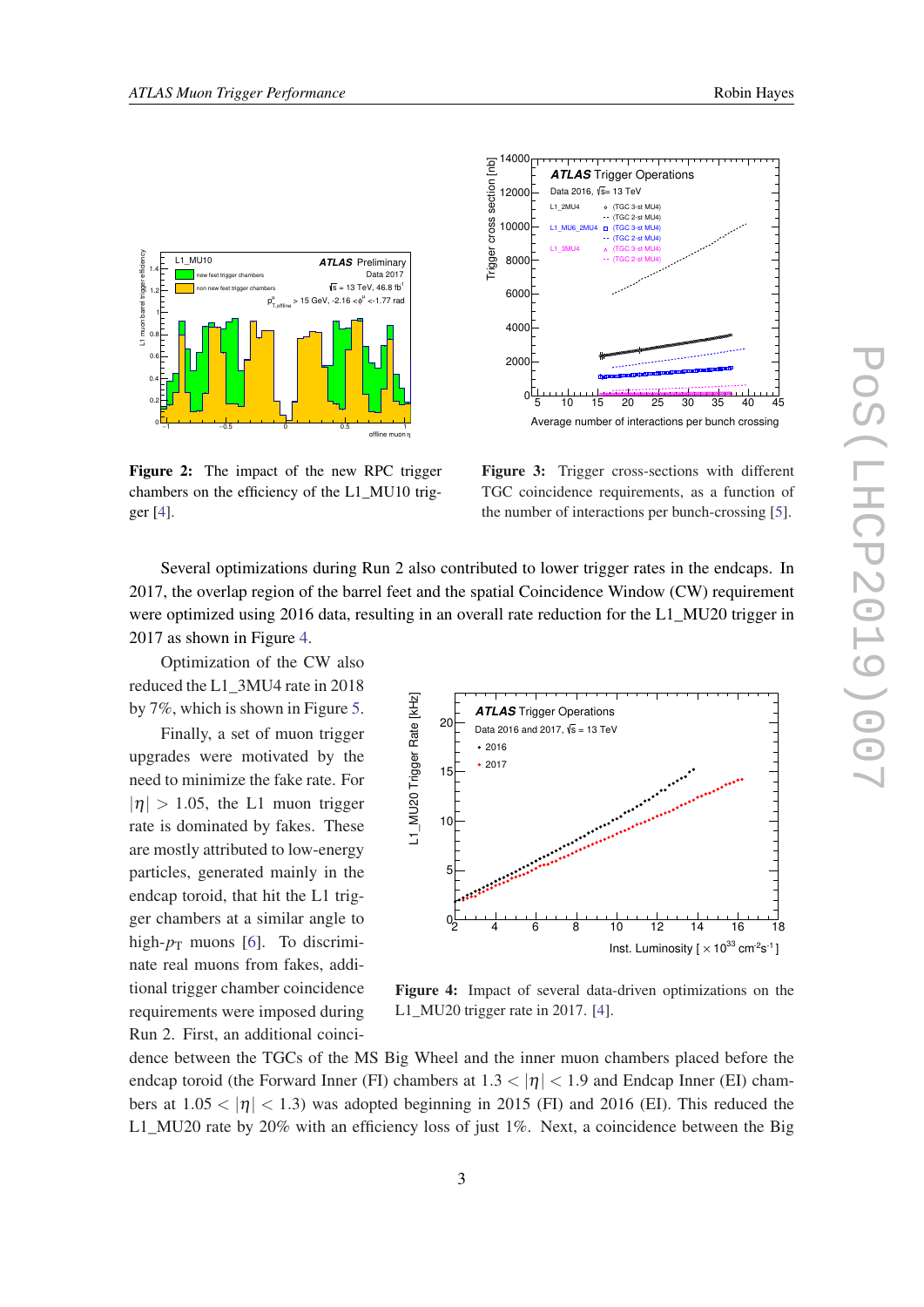**Figure 2:** The impact of the new RPC trigger chambers on the efficiency of the L1_MU10 trigger [4].

**Figure 3:** Trigger cross-sections with different TGC coincidence requirements, as a function of the number of interactions per bunch-crossing [5].

Several optimizations during Run 2 also contributed to lower trigger rates in the endcaps. In 2017, the overlap region of the barrel feet and the spatial Coincidence Window (CW) requirement were optimized using 2016 data, resulting in an overall rate reduction for the L1_MU20 trigger in 2017 as shown in Figure 4.

Optimization of the CW also reduced the L1_3MU4 rate in 2018 by 7%, which is shown in Figure 5.

Finally, a set of muon trigger upgrades were motivated by the need to minimize the fake rate. For $|\eta| > 1.05$, the L1 muon trigger rate is dominated by fakes. These are mostly attributed to low-energy particles, generated mainly in the endcap toroid, that hit the L1 trigger chambers at a similar angle to high-$p_T$ muons [6]. To discriminate real muons from fakes, additional trigger chamber coincidence requirements were imposed during Run 2. First, an additional coincidence between the TGCs of the MS Big Wheel and the inner muon chambers placed before the endcap toroid (the Forward Inner (FI) chambers at $1.3 < |\eta| < 1.9$ and Endcap Inner (EI) chambers at $1.05 < |\eta| < 1.3$) was adopted beginning in 2015 (FI) and 2016 (EI). This reduced the L1_MU20 rate by 20% with an efficiency loss of just 1%. Next, a coincidence between the Big

**Figure 4:** Impact of several data-driven optimizations on the L1_MU20 trigger rate in 2017. [4].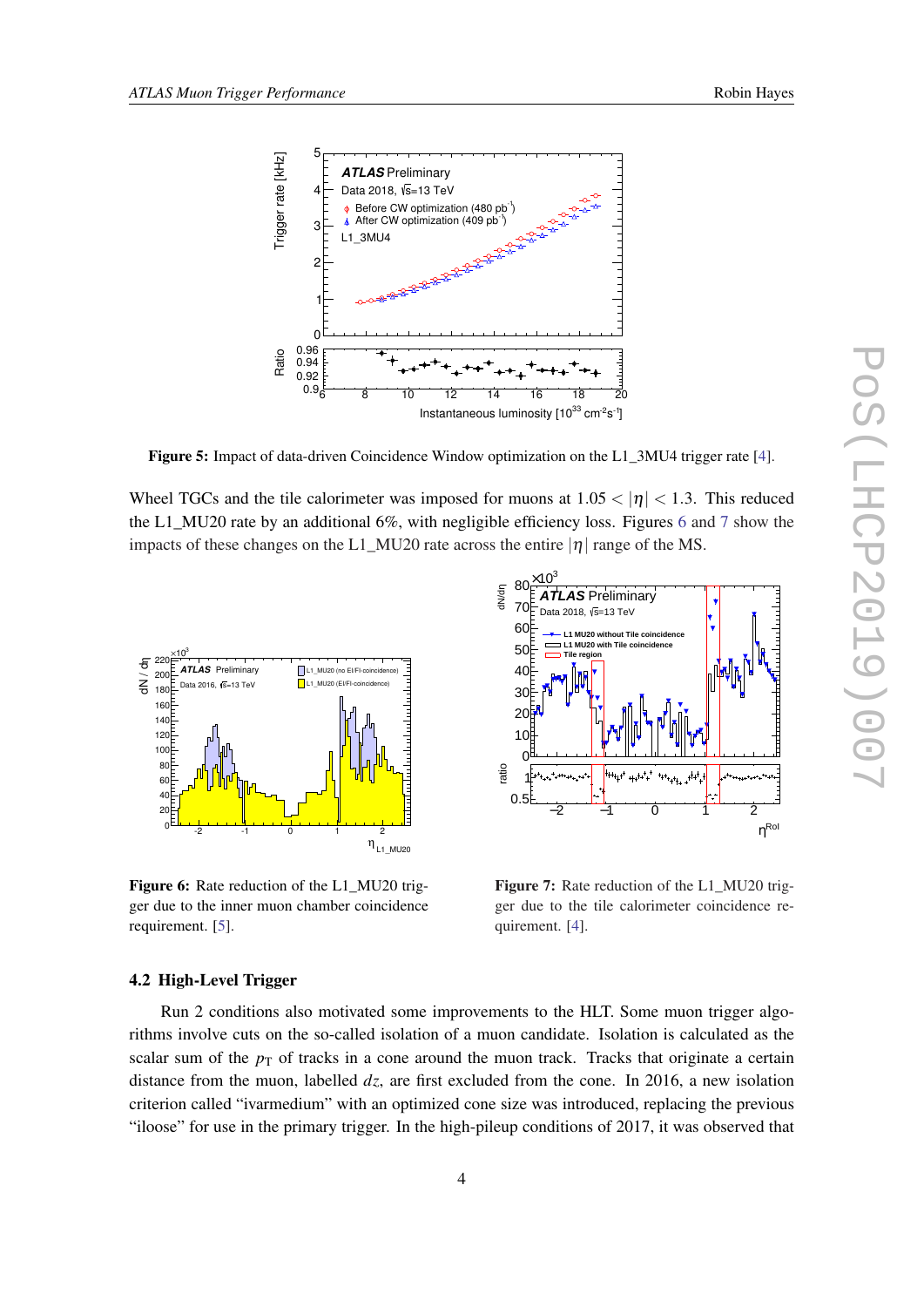**Figure 5:** Impact of data-driven Coincidence Window optimization on the L1_3MU4 trigger rate [4].

Wheel TGCs and the tile calorimeter was imposed for muons at $1.05 < |\eta| < 1.3$. This reduced the L1_MU20 rate by an additional 6%, with negligible efficiency loss. Figures 6 and 7 show the impacts of these changes on the L1_MU20 rate across the entire $|\eta|$ range of the MS.

**Figure 6:** Rate reduction of the L1_MU20 trigger due to the inner muon chamber coincidence requirement. [5].

**Figure 7:** Rate reduction of the L1_MU20 trigger due to the tile calorimeter coincidence requirement. [4].

### 4.2 High-Level Trigger

Run 2 conditions also motivated some improvements to the HLT. Some muon trigger algorithms involve cuts on the so-called isolation of a muon candidate. Isolation is calculated as the scalar sum of the $p_T$ of tracks in a cone around the muon track. Tracks that originate a certain distance from the muon, labelled $dz$, are first excluded from the cone. In 2016, a new isolation criterion called "ivarmedium" with an optimized cone size was introduced, replacing the previous "iloose" for use in the primary trigger. In the high-pileup conditions of 2017, it was observed that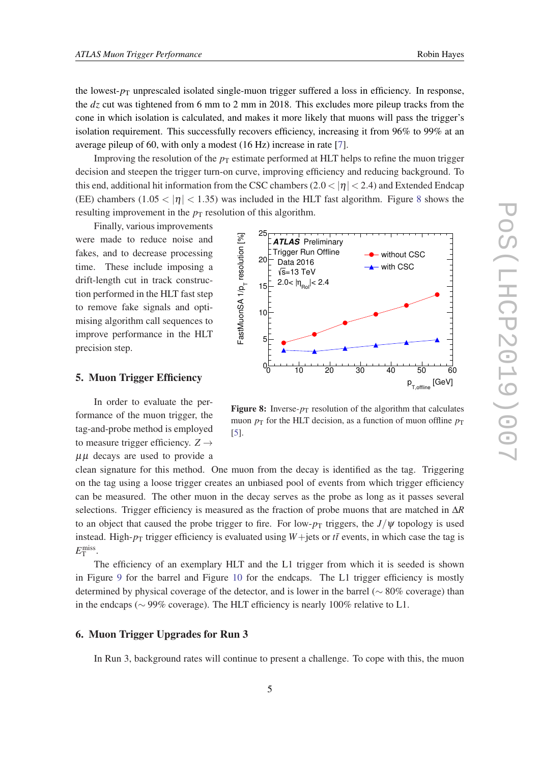the lowest-$p_T$ unprescaled isolated single-muon trigger suffered a loss in efficiency. In response, the $dz$ cut was tightened from 6 mm to 2 mm in 2018. This excludes more pileup tracks from the cone in which isolation is calculated, and makes it more likely that muons will pass the trigger's isolation requirement. This successfully recovers efficiency, increasing it from 96% to 99% at an average pileup of 60, with only a modest (16 Hz) increase in rate [7].

Improving the resolution of the $p_T$ estimate performed at HLT helps to refine the muon trigger decision and steepen the trigger turn-on curve, improving efficiency and reducing background. To this end, additional hit information from the CSC chambers ($2.0 < |\eta| < 2.4$) and Extended Endcap (EE) chambers ($1.05 < |\eta| < 1.35$) was included in the HLT fast algorithm. Figure 8 shows the resulting improvement in the $p_T$ resolution of this algorithm.

Finally, various improvements were made to reduce noise and fakes, and to decrease processing time. These include imposing a drift-length cut in track construction performed in the HLT fast step to remove fake signals and optimising algorithm call sequences to improve performance in the HLT precision step.

**Figure 8:** Inverse-$p_T$ resolution of the algorithm that calculates muon $p_T$ for the HLT decision, as a function of muon offline $p_T$ [5].

## 5. Muon Trigger Efficiency

In order to evaluate the performance of the muon trigger, the tag-and-probe method is employed to measure trigger efficiency. $Z \to \mu\mu$ decays are used to provide a clean signature for this method. One muon from the decay is identified as the tag. Triggering on the tag using a loose trigger creates an unbiased pool of events from which trigger efficiency can be measured. The other muon in the decay serves as the probe as long as it passes several selections. Trigger efficiency is measured as the fraction of probe muons that are matched in $\Delta R$ to an object that caused the probe trigger to fire. For low-$p_T$ triggers, the $J/\psi$ topology is used instead. High-$p_T$ trigger efficiency is evaluated using $W$+jets or $t\bar{t}$ events, in which case the tag is $E_T^{miss}$.

The efficiency of an exemplary HLT and the L1 trigger from which it is seeded is shown in Figure 9 for the barrel and Figure 10 for the endcaps. The L1 trigger efficiency is mostly determined by physical coverage of the detector, and is lower in the barrel ($\sim$ 80% coverage) than in the endcaps ($\sim$ 99% coverage). The HLT efficiency is nearly 100% relative to L1.

## 6. Muon Trigger Upgrades for Run 3

In Run 3, background rates will continue to present a challenge. To cope with this, the muon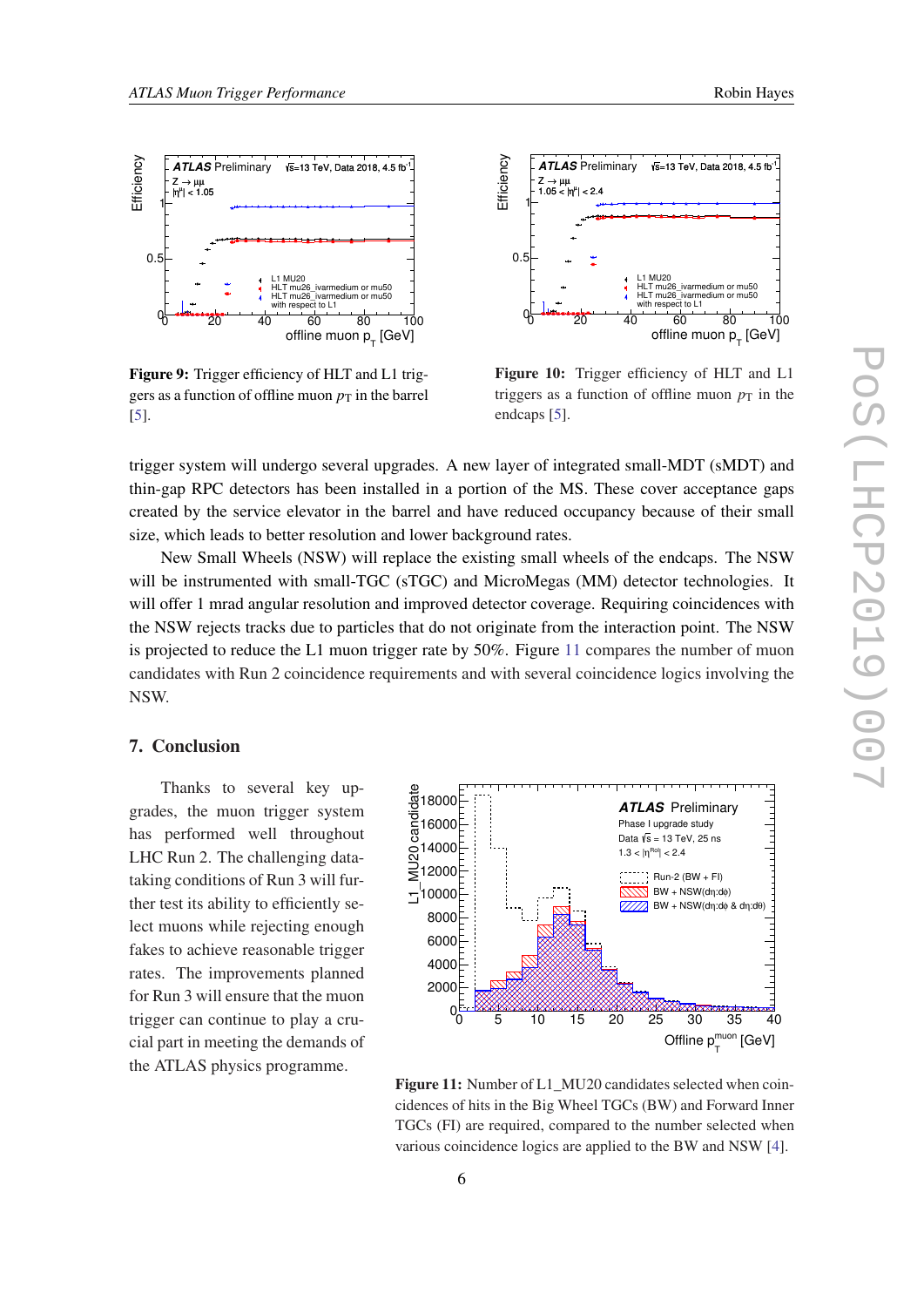Figure 9: Trigger efficiency of HLT and L1 triggers as a function of offline muon $p_T$ in the barrel [5].

Figure 10: Trigger efficiency of HLT and L1 triggers as a function of offline muon $p_T$ in the endcaps [5].

trigger system will undergo several upgrades. A new layer of integrated small-MDT (sMDT) and thin-gap RPC detectors has been installed in a portion of the MS. These cover acceptance gaps created by the service elevator in the barrel and have reduced occupancy because of their small size, which leads to better resolution and lower background rates.

New Small Wheels (NSW) will replace the existing small wheels of the endcaps. The NSW will be instrumented with small-TGC (sTGC) and MicroMegas (MM) detector technologies. It will offer 1 mrad angular resolution and improved detector coverage. Requiring coincidences with the NSW rejects tracks due to particles that do not originate from the interaction point. The NSW is projected to reduce the L1 muon trigger rate by 50%. Figure 11 compares the number of muon candidates with Run 2 coincidence requirements and with several coincidence logics involving the NSW.

## 7. Conclusion

Thanks to several key upgrades, the muon trigger system has performed well throughout LHC Run 2. The challenging data-taking conditions of Run 3 will further test its ability to efficiently select muons while rejecting enough fakes to achieve reasonable trigger rates. The improvements planned for Run 3 will ensure that the muon trigger can continue to play a crucial part in meeting the demands of the ATLAS physics programme.

Figure 11: Number of L1_MU20 candidates selected when coincidences of hits in the Big Wheel TGCs (BW) and Forward Inner TGCs (FI) are required, compared to the number selected when various coincidence logics are applied to the BW and NSW [4].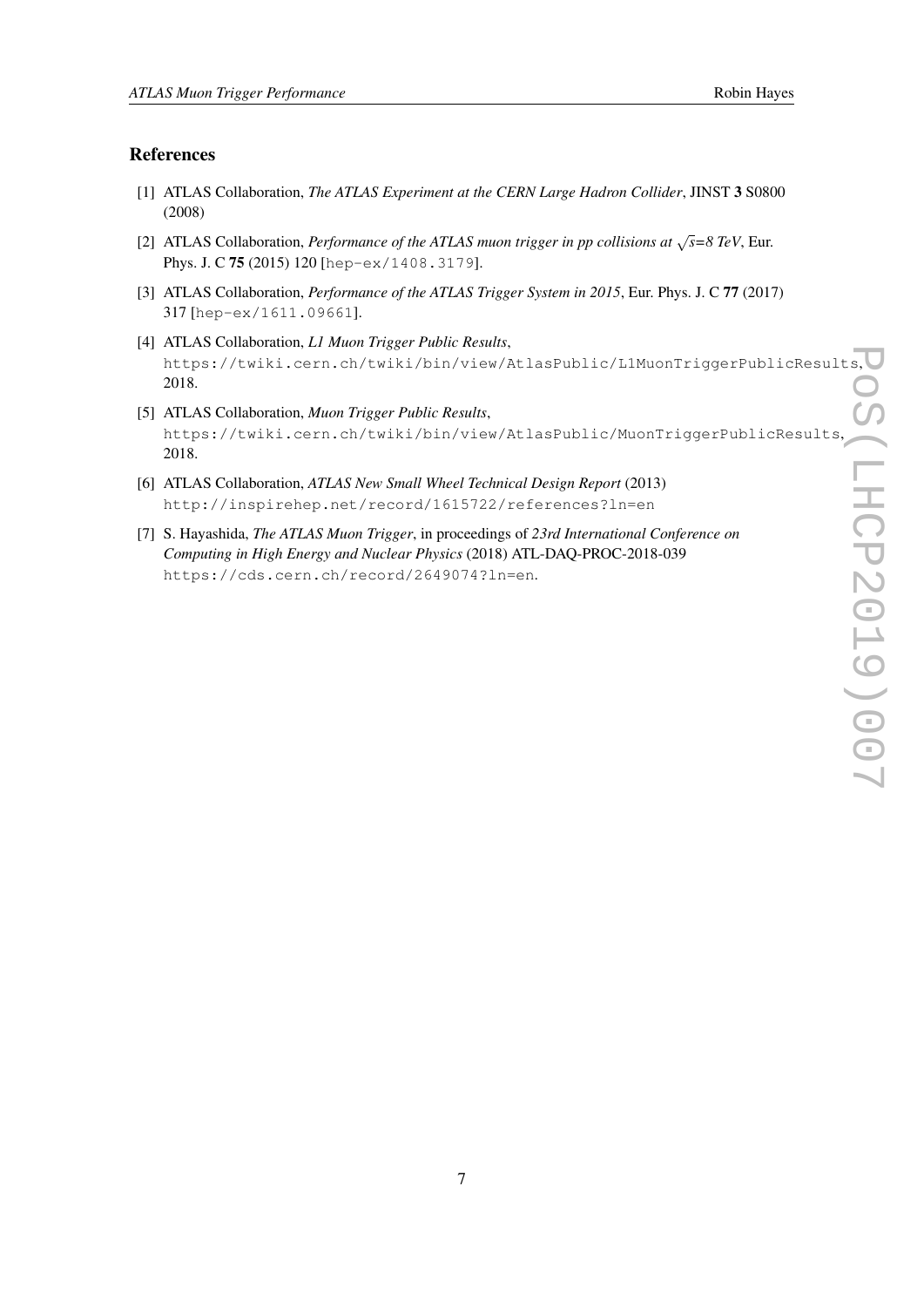## References

[1] ATLAS Collaboration, *The ATLAS Experiment at the CERN Large Hadron Collider*, JINST **3** S0800 (2008)

[2] ATLAS Collaboration, *Performance of the ATLAS muon trigger in pp collisions at $\sqrt{s}$=8 TeV*, Eur. Phys. J. C **75** (2015) 120 [hep-ex/1408.3179].

[3] ATLAS Collaboration, *Performance of the ATLAS Trigger System in 2015*, Eur. Phys. J. C **77** (2017) 317 [hep-ex/1611.09661].

[4] ATLAS Collaboration, *L1 Muon Trigger Public Results*, https://twiki.cern.ch/twiki/bin/view/AtlasPublic/L1MuonTriggerPublicResults, 2018.

[5] ATLAS Collaboration, *Muon Trigger Public Results*, https://twiki.cern.ch/twiki/bin/view/AtlasPublic/MuonTriggerPublicResults, 2018.

[6] ATLAS Collaboration, *ATLAS New Small Wheel Technical Design Report* (2013) http://inspirehep.net/record/1615722/references?ln=en

[7] S. Hayashida, *The ATLAS Muon Trigger*, in proceedings of *23rd International Conference on Computing in High Energy and Nuclear Physics* (2018) ATL-DAQ-PROC-2018-039 https://cds.cern.ch/record/2649074?ln=en.